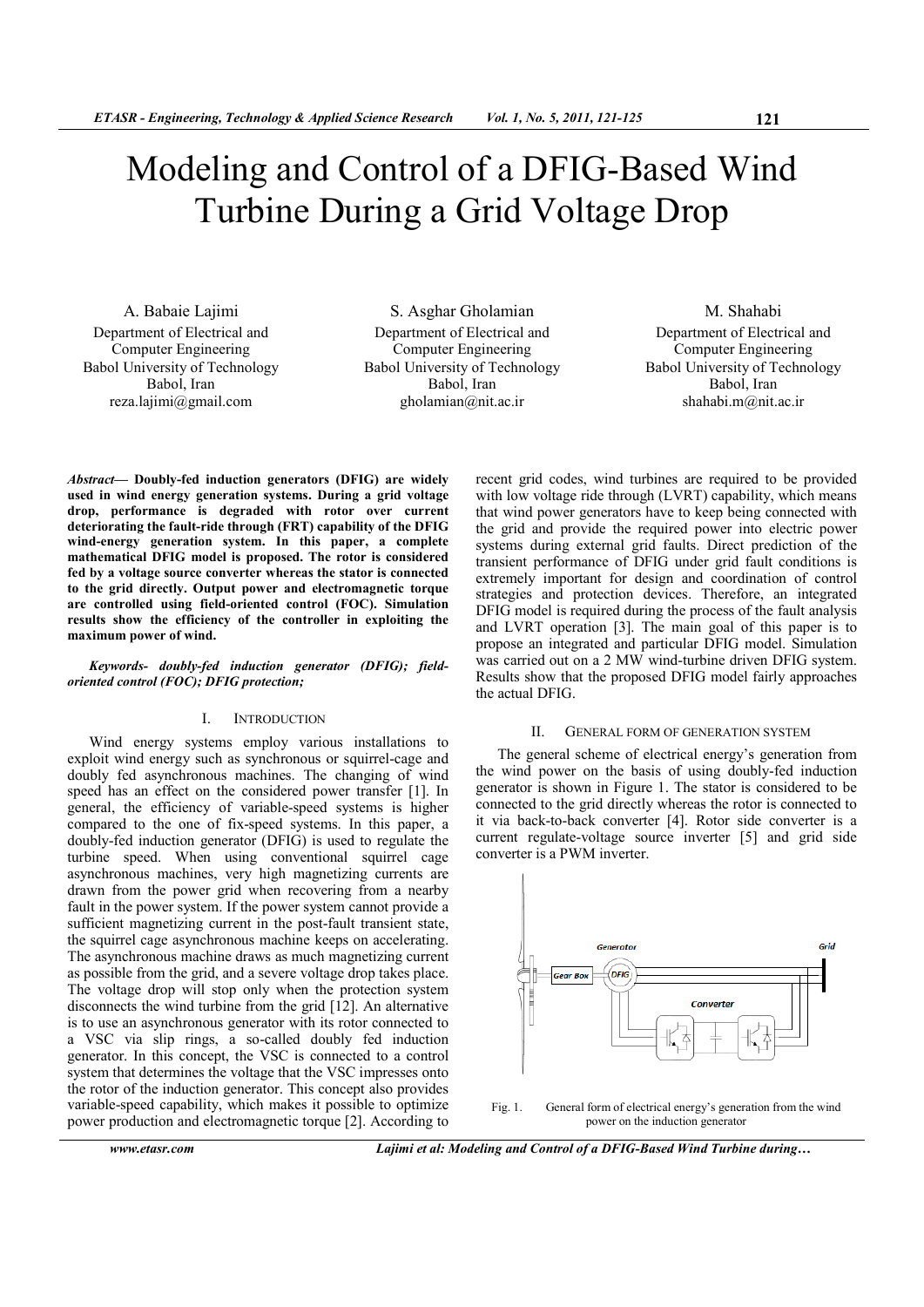# Modeling and Control of a DFIG-Based Wind Turbine During a Grid Voltage Drop

A. Babaie Lajimi
Department of Electrical and Computer Engineering
Babol University of Technology
Babol, Iran
reza.lajimi@gmail.com

S. Asghar Gholamian
Department of Electrical and Computer Engineering
Babol University of Technology
Babol, Iran
gholamian@nit.ac.ir

M. Shahabi
Department of Electrical and Computer Engineering
Babol University of Technology
Babol, Iran
shahabi.m@nit.ac.ir

***Abstract*— Doubly-fed induction generators (DFIG) are widely used in wind energy generation systems. During a grid voltage drop, performance is degraded with rotor over current deteriorating the fault-ride through (FRT) capability of the DFIG wind-energy generation system. In this paper, a complete mathematical DFIG model is proposed. The rotor is considered fed by a voltage source converter whereas the stator is connected to the grid directly. Output power and electromagnetic torque are controlled using field-oriented control (FOC). Simulation results show the efficiency of the controller in exploiting the maximum power of wind.**

***Keywords- doubly-fed induction generator (DFIG); field-oriented control (FOC); DFIG protection;***

## I. INTRODUCTION

Wind energy systems employ various installations to exploit wind energy such as synchronous or squirrel-cage and doubly fed asynchronous machines. The changing of wind speed has an effect on the considered power transfer [1]. In general, the efficiency of variable-speed systems is higher compared to the one of fix-speed systems. In this paper, a doubly-fed induction generator (DFIG) is used to regulate the turbine speed. When using conventional squirrel cage asynchronous machines, very high magnetizing currents are drawn from the power grid when recovering from a nearby fault in the power system. If the power system cannot provide a sufficient magnetizing current in the post-fault transient state, the squirrel cage asynchronous machine keeps on accelerating. The asynchronous machine draws as much magnetizing current as possible from the grid, and a severe voltage drop takes place. The voltage drop will stop only when the protection system disconnects the wind turbine from the grid [12]. An alternative is to use an asynchronous generator with its rotor connected to a VSC via slip rings, a so-called doubly fed induction generator. In this concept, the VSC is connected to a control system that determines the voltage that the VSC impresses onto the rotor of the induction generator. This concept also provides variable-speed capability, which makes it possible to optimize power production and electromagnetic torque [2]. According to recent grid codes, wind turbines are required to be provided with low voltage ride through (LVRT) capability, which means that wind power generators have to keep being connected with the grid and provide the required power into electric power systems during external grid faults. Direct prediction of the transient performance of DFIG under grid fault conditions is extremely important for design and coordination of control strategies and protection devices. Therefore, an integrated DFIG model is required during the process of the fault analysis and LVRT operation [3]. The main goal of this paper is to propose an integrated and particular DFIG model. Simulation was carried out on a 2 MW wind-turbine driven DFIG system. Results show that the proposed DFIG model fairly approaches the actual DFIG.

## II. GENERAL FORM OF GENERATION SYSTEM

The general scheme of electrical energy's generation from the wind power on the basis of using doubly-fed induction generator is shown in Figure 1. The stator is considered to be connected to the grid directly whereas the rotor is connected to it via back-to-back converter [4]. Rotor side converter is a current regulate-voltage source inverter [5] and grid side converter is a PWM inverter.

Fig. 1. General form of electrical energy's generation from the wind power on the induction generator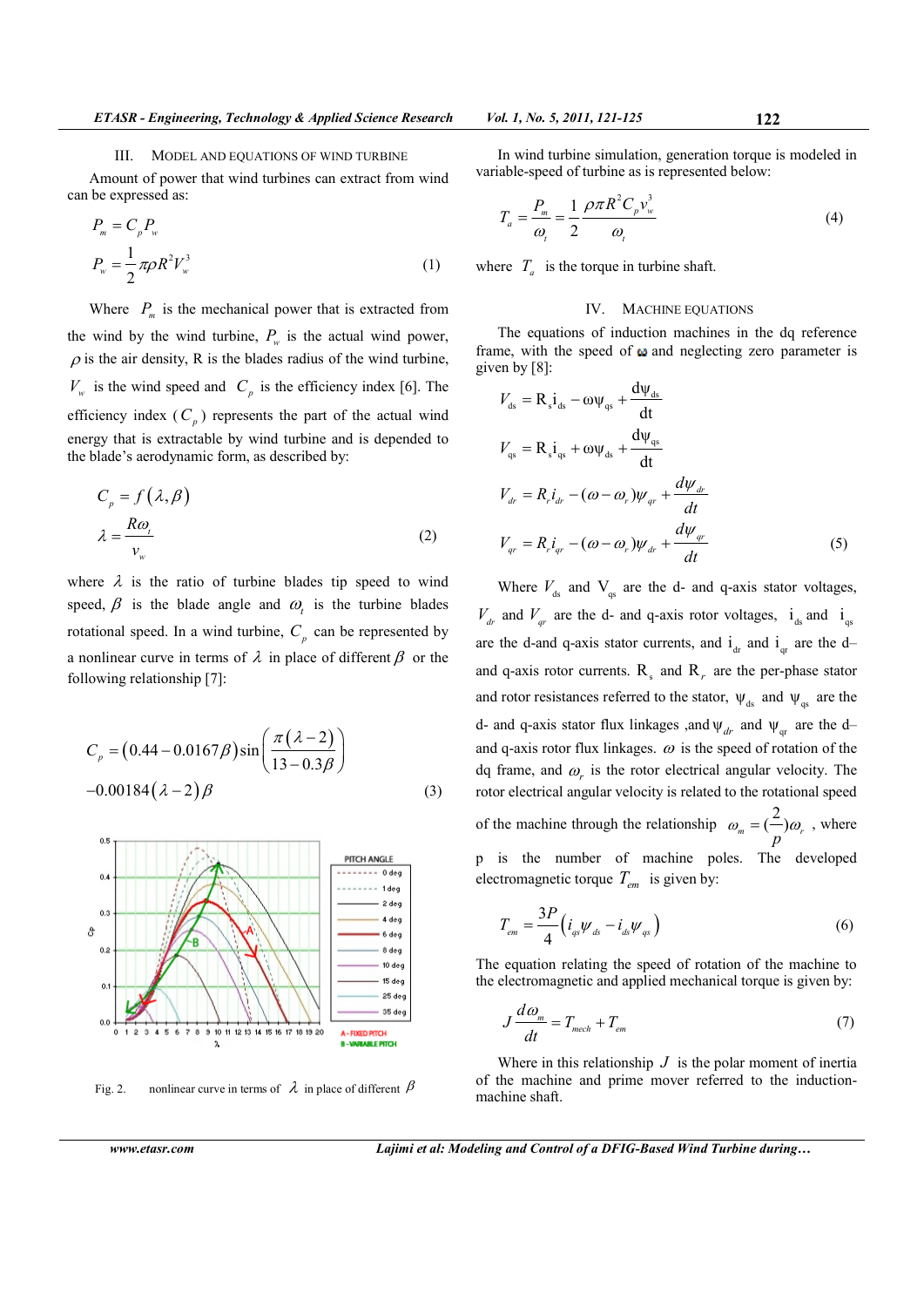## III. Model and Equations of Wind Turbine

Amount of power that wind turbines can extract from wind can be expressed as:

$$P_m = C_p P_w$$
$$P_w = \frac{1}{2}\pi\rho R^2 V_w^3 \tag{1}$$

Where $P_m$ is the mechanical power that is extracted from the wind by the wind turbine, $P_w$ is the actual wind power, $\rho$ is the air density, R is the blades radius of the wind turbine, $V_w$ is the wind speed and $C_p$ is the efficiency index [6]. The efficiency index ($C_p$) represents the part of the actual wind energy that is extractable by wind turbine and is depended to the blade's aerodynamic form, as described by:

$$C_p = f(\lambda, \beta)$$
$$\lambda = \frac{R\omega_t}{v_w} \tag{2}$$

where $\lambda$ is the ratio of turbine blades tip speed to wind speed, $\beta$ is the blade angle and $\omega_t$ is the turbine blades rotational speed. In a wind turbine, $C_p$ can be represented by a nonlinear curve in terms of $\lambda$ in place of different $\beta$ or the following relationship [7]:

$$C_p = (0.44 - 0.0167\beta)\sin\left(\frac{\pi(\lambda-2)}{13-0.3\beta}\right) - 0.00184(\lambda-2)\beta \tag{3}$$

Fig. 2. nonlinear curve in terms of $\lambda$ in place of different $\beta$

In wind turbine simulation, generation torque is modeled in variable-speed of turbine as is represented below:

$$T_a = \frac{P_m}{\omega_t} = \frac{1}{2}\frac{\rho\pi R^2 C_p v_w^3}{\omega_t} \tag{4}$$

where $T_a$ is the torque in turbine shaft.

## IV. Machine Equations

The equations of induction machines in the dq reference frame, with the speed of $\omega$ and neglecting zero parameter is given by [8]:

$$V_{ds} = R_s i_{ds} - \omega\psi_{qs} + \frac{d\psi_{ds}}{dt}$$
$$V_{qs} = R_s i_{qs} + \omega\psi_{ds} + \frac{d\psi_{qs}}{dt}$$
$$V_{dr} = R_r i_{dr} - (\omega - \omega_r)\psi_{qr} + \frac{d\psi_{dr}}{dt}$$
$$V_{qr} = R_r i_{qr} - (\omega - \omega_r)\psi_{dr} + \frac{d\psi_{qr}}{dt} \tag{5}$$

Where $V_{ds}$ and $V_{qs}$ are the d- and q-axis stator voltages, $V_{dr}$ and $V_{qr}$ are the d- and q-axis rotor voltages, $i_{ds}$ and $i_{qs}$ are the d-and q-axis stator currents, and $i_{dr}$ and $i_{qr}$ are the d– and q-axis rotor currents. $R_s$ and $R_r$ are the per-phase stator and rotor resistances referred to the stator, $\psi_{ds}$ and $\psi_{qs}$ are the d- and q-axis stator flux linkages ,and $\psi_{dr}$ and $\psi_{qr}$ are the d– and q-axis rotor flux linkages. $\omega$ is the speed of rotation of the dq frame, and $\omega_r$ is the rotor electrical angular velocity. The rotor electrical angular velocity is related to the rotational speed of the machine through the relationship $\omega_m = (\frac{2}{p})\omega_r$ , where p is the number of machine poles. The developed electromagnetic torque $T_{em}$ is given by:

$$T_{em} = \frac{3P}{4}\left(i_{qs}\psi_{ds} - i_{ds}\psi_{qs}\right) \tag{6}$$

The equation relating the speed of rotation of the machine to the electromagnetic and applied mechanical torque is given by:

$$J\frac{d\omega_m}{dt} = T_{mech} + T_{em} \tag{7}$$

Where in this relationship $J$ is the polar moment of inertia of the machine and prime mover referred to the induction-machine shaft.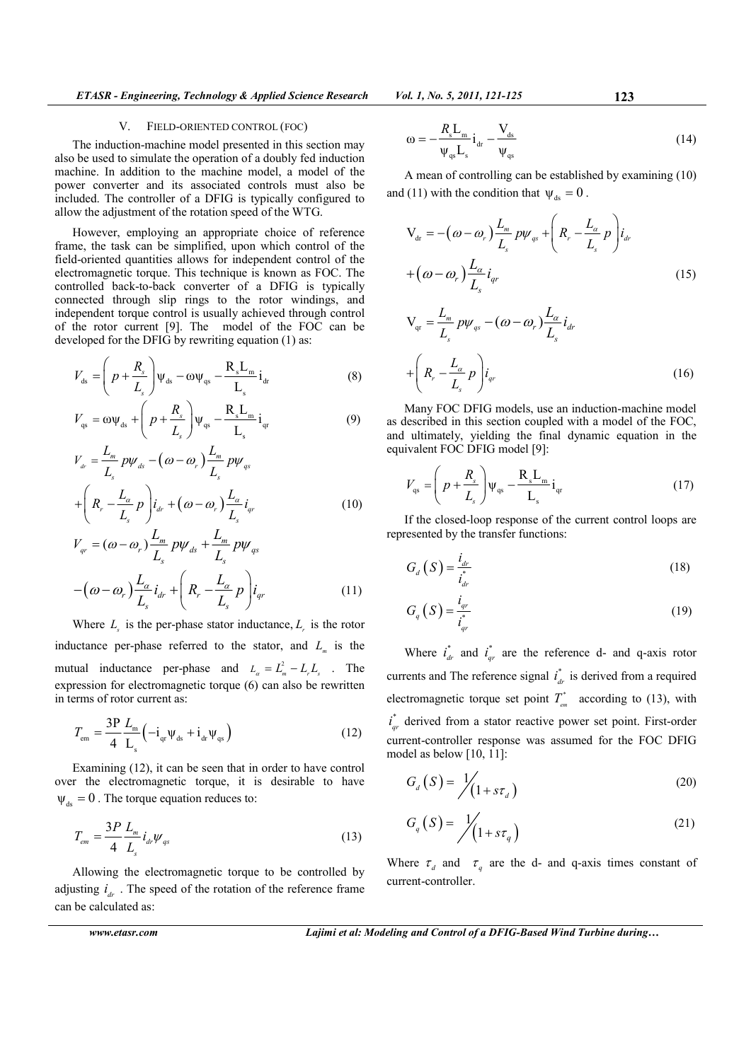## V. FIELD-ORIENTED CONTROL (FOC)

The induction-machine model presented in this section may also be used to simulate the operation of a doubly fed induction machine. In addition to the machine model, a model of the power converter and its associated controls must also be included. The controller of a DFIG is typically configured to allow the adjustment of the rotation speed of the WTG.

However, employing an appropriate choice of reference frame, the task can be simplified, upon which control of the field-oriented quantities allows for independent control of the electromagnetic torque. This technique is known as FOC. The controlled back-to-back converter of a DFIG is typically connected through slip rings to the rotor windings, and independent torque control is usually achieved through control of the rotor current [9]. The model of the FOC can be developed for the DFIG by rewriting equation (1) as:

$$V_{ds} = \left( p + \frac{R_s}{L_s} \right) \psi_{ds} - \omega \psi_{qs} - \frac{R_s L_m}{L_s} i_{dr} \tag{8}$$

$$V_{qs} = \omega \psi_{ds} + \left( p + \frac{R_s}{L_s} \right) \psi_{qs} - \frac{R_s L_m}{L_s} i_{qr} \tag{9}$$

$$V_{dr} = \frac{L_m}{L_s} p\psi_{ds} - (\omega - \omega_r) \frac{L_m}{L_s} p\psi_{qs} + \left( R_r - \frac{L_\alpha}{L_s} p \right) i_{dr} + (\omega - \omega_r) \frac{L_\alpha}{L_s} i_{qr} \tag{10}$$

$$V_{qr} = (\omega - \omega_r) \frac{L_m}{L_s} p\psi_{ds} + \frac{L_m}{L_s} p\psi_{qs} - (\omega - \omega_r) \frac{L_\alpha}{L_s} i_{dr} + \left( R_r - \frac{L_\alpha}{L_s} p \right) i_{qr} \tag{11}$$

Where $L_s$ is the per-phase stator inductance, $L_r$ is the rotor inductance per-phase referred to the stator, and $L_m$ is the mutual inductance per-phase and $L_\alpha = L_m^2 - L_r L_s$. The expression for electromagnetic torque (6) can also be rewritten in terms of rotor current as:

$$T_{em} = \frac{3P}{4} \frac{L_m}{L_s} \left( -i_{qr} \psi_{ds} + i_{dr} \psi_{qs} \right) \tag{12}$$

Examining (12), it can be seen that in order to have control over the electromagnetic torque, it is desirable to have $\psi_{ds} = 0$. The torque equation reduces to:

$$T_{em} = \frac{3P}{4} \frac{L_m}{L_s} i_{dr} \psi_{qs} \tag{13}$$

Allowing the electromagnetic torque to be controlled by adjusting $i_{dr}$. The speed of the rotation of the reference frame can be calculated as:

$$\omega = -\frac{R_s L_m}{\psi_{qs} L_s} i_{dr} - \frac{V_{ds}}{\psi_{qs}} \tag{14}$$

A mean of controlling can be established by examining (10) and (11) with the condition that $\psi_{ds} = 0$.

$$V_{dr} = -(\omega - \omega_r) \frac{L_m}{L_s} p\psi_{qs} + \left( R_r - \frac{L_\alpha}{L_s} p \right) i_{dr} + (\omega - \omega_r) \frac{L_\alpha}{L_s} i_{qr} \tag{15}$$

$$V_{qr} = \frac{L_m}{L_s} p\psi_{qs} - (\omega - \omega_r) \frac{L_\alpha}{L_s} i_{dr} + \left( R_r - \frac{L_\alpha}{L_s} p \right) i_{qr} \tag{16}$$

Many FOC DFIG models, use an induction-machine model as described in this section coupled with a model of the FOC, and ultimately, yielding the final dynamic equation in the equivalent FOC DFIG model [9]:

$$V_{qs} = \left( p + \frac{R_s}{L_s} \right) \psi_{qs} - \frac{R_s L_m}{L_s} i_{qr} \tag{17}$$

If the closed-loop response of the current control loops are represented by the transfer functions:

$$G_d(S) = \frac{i_{dr}}{i_{dr}^*} \tag{18}$$

$$G_q(S) = \frac{i_{qr}}{i_{qr}^*} \tag{19}$$

Where $i_{dr}^*$ and $i_{qr}^*$ are the reference d- and q-axis rotor currents and The reference signal $i_{dr}^*$ is derived from a required electromagnetic torque set point $T_{em}^*$ according to (13), with $i_{qr}^*$ derived from a stator reactive power set point. First-order current-controller response was assumed for the FOC DFIG model as below [10, 11]:

$$G_d(S) = 1 / (1 + s\tau_d) \tag{20}$$

$$G_q(S) = 1 / (1 + s\tau_q) \tag{21}$$

Where $\tau_d$ and $\tau_q$ are the d- and q-axis times constant of current-controller.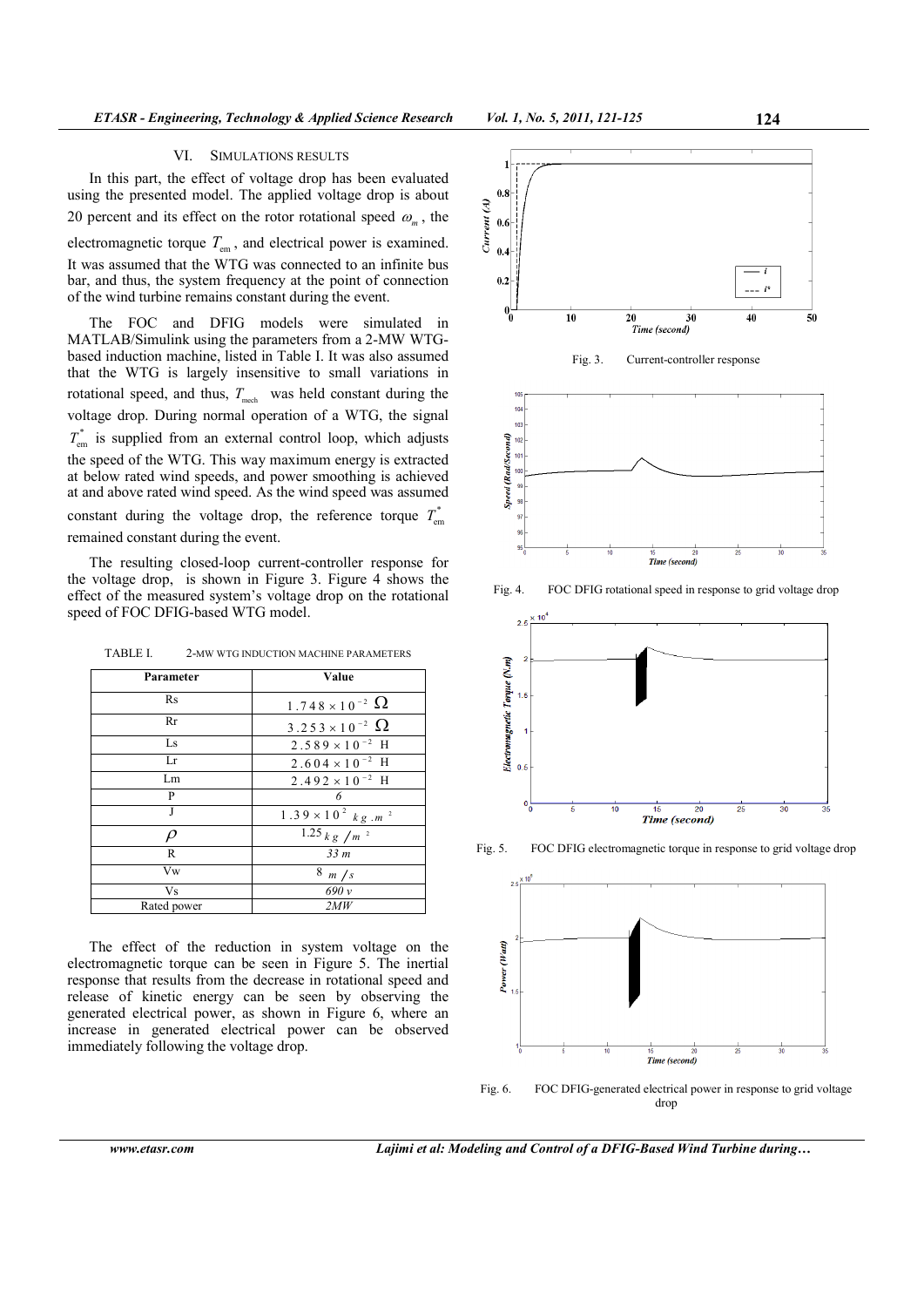## VI. SIMULATIONS RESULTS

In this part, the effect of voltage drop has been evaluated using the presented model. The applied voltage drop is about 20 percent and its effect on the rotor rotational speed $\omega_m$, the electromagnetic torque $T_{em}$, and electrical power is examined. It was assumed that the WTG was connected to an infinite bus bar, and thus, the system frequency at the point of connection of the wind turbine remains constant during the event.

The FOC and DFIG models were simulated in MATLAB/Simulink using the parameters from a 2-MW WTG-based induction machine, listed in Table I. It was also assumed that the WTG is largely insensitive to small variations in rotational speed, and thus, $T_{mech}$ was held constant during the voltage drop. During normal operation of a WTG, the signal $T^*_{em}$ is supplied from an external control loop, which adjusts the speed of the WTG. This way maximum energy is extracted at below rated wind speeds, and power smoothing is achieved at and above rated wind speed. As the wind speed was assumed constant during the voltage drop, the reference torque $T^*_{em}$ remained constant during the event.

The resulting closed-loop current-controller response for the voltage drop, is shown in Figure 3. Figure 4 shows the effect of the measured system's voltage drop on the rotational speed of FOC DFIG-based WTG model.

TABLE I. 2-MW WTG INDUCTION MACHINE PARAMETERS

| Parameter | Value |
|---|---|
| Rs | $1.748 \times 10^{-2}\ \Omega$ |
| Rr | $3.253 \times 10^{-2}\ \Omega$ |
| Ls | $2.589 \times 10^{-2}$ H |
| Lr | $2.604 \times 10^{-2}$ H |
| Lm | $2.492 \times 10^{-2}$ H |
| P | 6 |
| J | $1.39 \times 10^{2}\ kg.m^{2}$ |
| $\rho$ | $1.25\ kg/m^{2}$ |
| R | 33 m |
| Vw | 8 m/s |
| Vs | 690 v |
| Rated power | 2MW |

The effect of the reduction in system voltage on the electromagnetic torque can be seen in Figure 5. The inertial response that results from the decrease in rotational speed and release of kinetic energy can be seen by observing the generated electrical power, as shown in Figure 6, where an increase in generated electrical power can be observed immediately following the voltage drop.

Fig. 3. Current-controller response

Fig. 4. FOC DFIG rotational speed in response to grid voltage drop

Fig. 5. FOC DFIG electromagnetic torque in response to grid voltage drop

Fig. 6. FOC DFIG-generated electrical power in response to grid voltage drop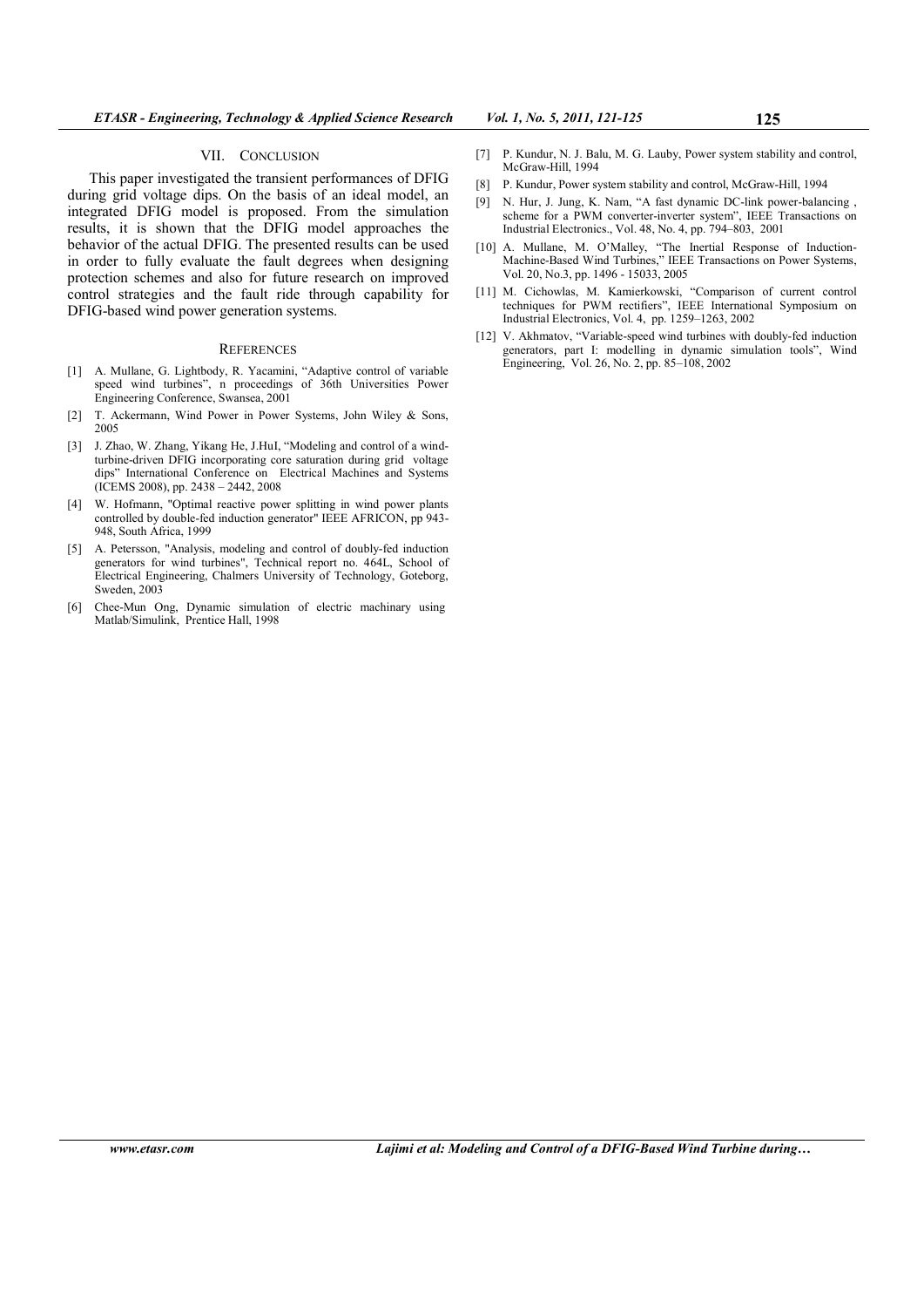## VII. CONCLUSION

This paper investigated the transient performances of DFIG during grid voltage dips. On the basis of an ideal model, an integrated DFIG model is proposed. From the simulation results, it is shown that the DFIG model approaches the behavior of the actual DFIG. The presented results can be used in order to fully evaluate the fault degrees when designing protection schemes and also for future research on improved control strategies and the fault ride through capability for DFIG-based wind power generation systems.

## REFERENCES

[1] A. Mullane, G. Lightbody, R. Yacamini, "Adaptive control of variable speed wind turbines", n proceedings of 36th Universities Power Engineering Conference, Swansea, 2001

[2] T. Ackermann, Wind Power in Power Systems, John Wiley & Sons, 2005

[3] J. Zhao, W. Zhang, Yikang He, J.HuI, "Modeling and control of a wind-turbine-driven DFIG incorporating core saturation during grid voltage dips" International Conference on Electrical Machines and Systems (ICEMS 2008), pp. 2438 – 2442, 2008

[4] W. Hofmann, "Optimal reactive power splitting in wind power plants controlled by double-fed induction generator" IEEE AFRICON, pp 943-948, South Africa, 1999

[5] A. Petersson, "Analysis, modeling and control of doubly-fed induction generators for wind turbines", Technical report no. 464L, School of Electrical Engineering, Chalmers University of Technology, Goteborg, Sweden, 2003

[6] Chee-Mun Ong, Dynamic simulation of electric machinary using Matlab/Simulink, Prentice Hall, 1998

[7] P. Kundur, N. J. Balu, M. G. Lauby, Power system stability and control, McGraw-Hill, 1994

[8] P. Kundur, Power system stability and control, McGraw-Hill, 1994

[9] N. Hur, J. Jung, K. Nam, "A fast dynamic DC-link power-balancing , scheme for a PWM converter-inverter system", IEEE Transactions on Industrial Electronics., Vol. 48, No. 4, pp. 794–803, 2001

[10] A. Mullane, M. O'Malley, "The Inertial Response of Induction-Machine-Based Wind Turbines," IEEE Transactions on Power Systems, Vol. 20, No.3, pp. 1496 - 15033, 2005

[11] M. Cichowlas, M. Kamierkowski, "Comparison of current control techniques for PWM rectifiers", IEEE International Symposium on Industrial Electronics, Vol. 4, pp. 1259–1263, 2002

[12] V. Akhmatov, "Variable-speed wind turbines with doubly-fed induction generators, part I: modelling in dynamic simulation tools", Wind Engineering, Vol. 26, No. 2, pp. 85–108, 2002